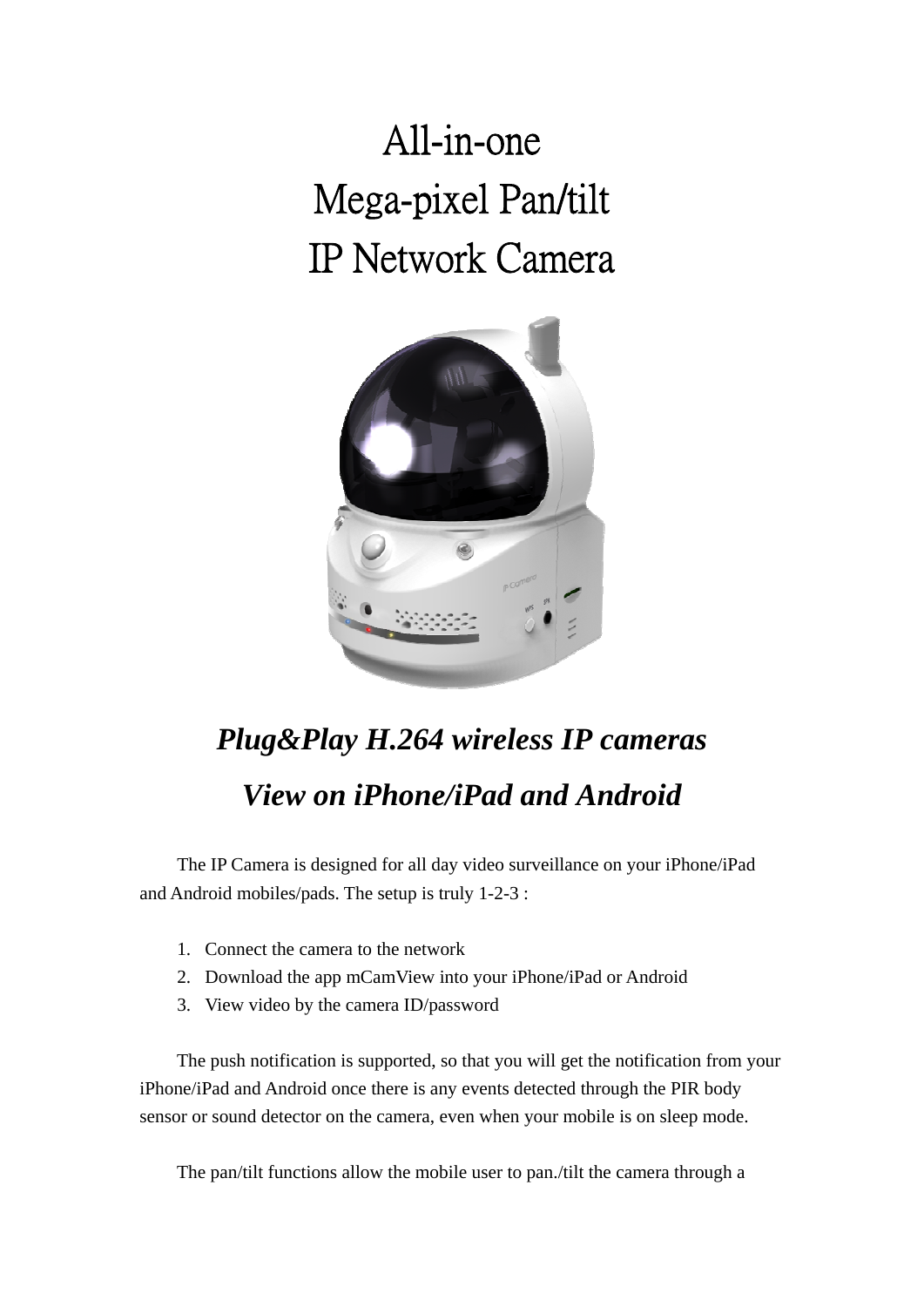# All-in-one
# Mega-pixel Pan/tilt
# IP Network Camera

***Plug&Play H.264 wireless IP cameras***

***View on iPhone/iPad and Android***

The IP Camera is designed for all day video surveillance on your iPhone/iPad and Android mobiles/pads. The setup is truly 1-2-3 :

1. Connect the camera to the network
2. Download the app mCamView into your iPhone/iPad or Android
3. View video by the camera ID/password

The push notification is supported, so that you will get the notification from your iPhone/iPad and Android once there is any events detected through the PIR body sensor or sound detector on the camera, even when your mobile is on sleep mode.

The pan/tilt functions allow the mobile user to pan./tilt the camera through a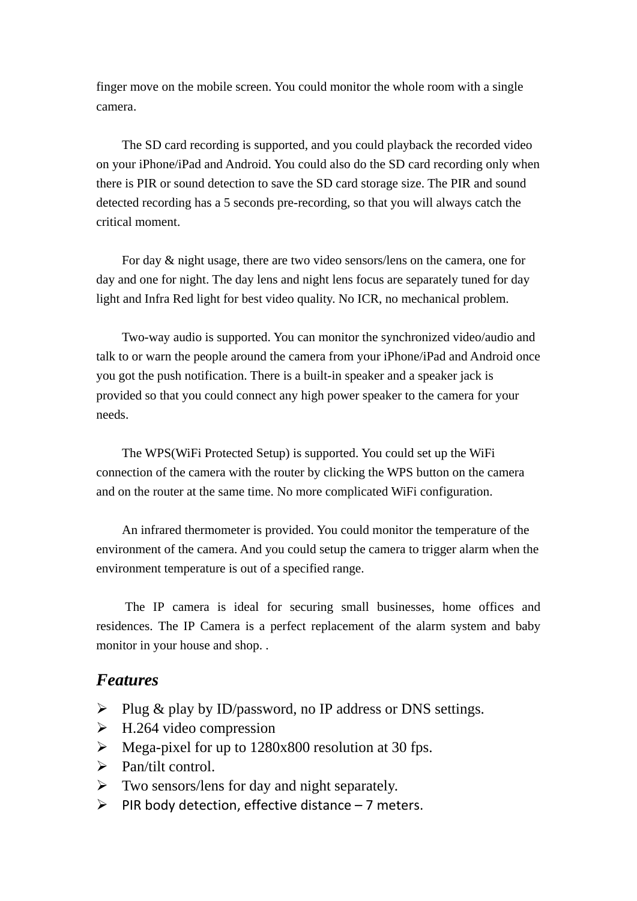finger move on the mobile screen. You could monitor the whole room with a single camera.

The SD card recording is supported, and you could playback the recorded video on your iPhone/iPad and Android. You could also do the SD card recording only when there is PIR or sound detection to save the SD card storage size. The PIR and sound detected recording has a 5 seconds pre-recording, so that you will always catch the critical moment.

For day & night usage, there are two video sensors/lens on the camera, one for day and one for night. The day lens and night lens focus are separately tuned for day light and Infra Red light for best video quality. No ICR, no mechanical problem.

Two-way audio is supported. You can monitor the synchronized video/audio and talk to or warn the people around the camera from your iPhone/iPad and Android once you got the push notification. There is a built-in speaker and a speaker jack is provided so that you could connect any high power speaker to the camera for your needs.

The WPS(WiFi Protected Setup) is supported. You could set up the WiFi connection of the camera with the router by clicking the WPS button on the camera and on the router at the same time. No more complicated WiFi configuration.

An infrared thermometer is provided. You could monitor the temperature of the environment of the camera. And you could setup the camera to trigger alarm when the environment temperature is out of a specified range.

The IP camera is ideal for securing small businesses, home offices and residences. The IP Camera is a perfect replacement of the alarm system and baby monitor in your house and shop. .

## *Features*

- Plug & play by ID/password, no IP address or DNS settings.
- H.264 video compression
- Mega-pixel for up to 1280x800 resolution at 30 fps.
- Pan/tilt control.
- Two sensors/lens for day and night separately.
- PIR body detection, effective distance – 7 meters.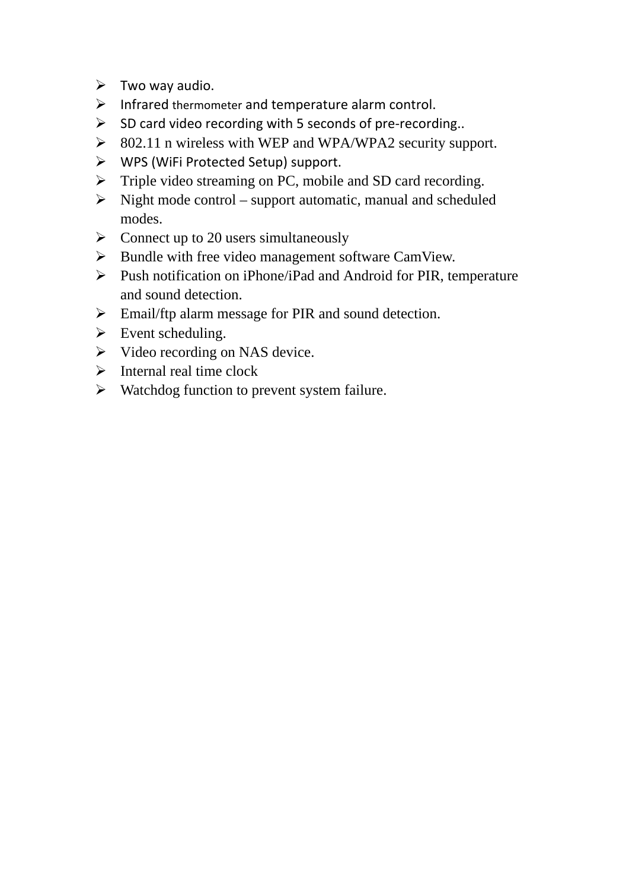- Two way audio.
- Infrared thermometer and temperature alarm control.
- SD card video recording with 5 seconds of pre-recording..
- 802.11 n wireless with WEP and WPA/WPA2 security support.
- WPS (WiFi Protected Setup) support.
- Triple video streaming on PC, mobile and SD card recording.
- Night mode control – support automatic, manual and scheduled modes.
- Connect up to 20 users simultaneously
- Bundle with free video management software CamView.
- Push notification on iPhone/iPad and Android for PIR, temperature and sound detection.
- Email/ftp alarm message for PIR and sound detection.
- Event scheduling.
- Video recording on NAS device.
- Internal real time clock
- Watchdog function to prevent system failure.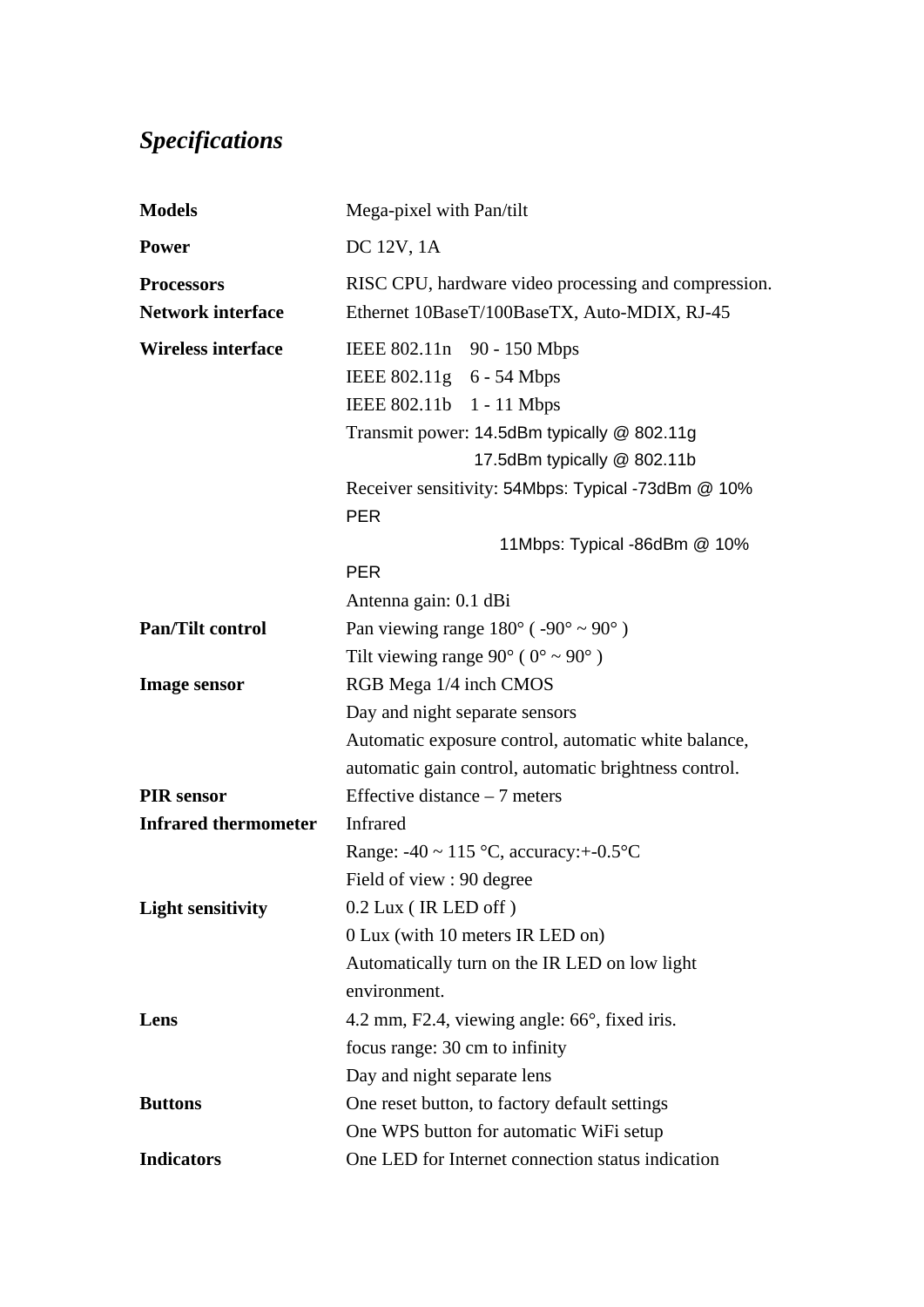## *Specifications*

| | |
|---|---|
| **Models** | Mega-pixel with Pan/tilt |
| **Power** | DC 12V, 1A |
| **Processors** | RISC CPU, hardware video processing and compression. |
| **Network interface** | Ethernet 10BaseT/100BaseTX, Auto-MDIX, RJ-45 |
| **Wireless interface** | IEEE 802.11n 90 - 150 Mbps<br>IEEE 802.11g 6 - 54 Mbps<br>IEEE 802.11b 1 - 11 Mbps<br>Transmit power: 14.5dBm typically @ 802.11g<br>17.5dBm typically @ 802.11b<br>Receiver sensitivity: 54Mbps: Typical -73dBm @ 10% PER<br>11Mbps: Typical -86dBm @ 10% PER<br>Antenna gain: 0.1 dBi |
| **Pan/Tilt control** | Pan viewing range 180° ( -90° ~ 90° )<br>Tilt viewing range 90° ( 0° ~ 90° ) |
| **Image sensor** | RGB Mega 1/4 inch CMOS<br>Day and night separate sensors<br>Automatic exposure control, automatic white balance, automatic gain control, automatic brightness control. |
| **PIR sensor** | Effective distance – 7 meters |
| **Infrared thermometer** | Infrared<br>Range: -40 ~ 115 °C, accuracy:+-0.5°C<br>Field of view : 90 degree |
| **Light sensitivity** | 0.2 Lux ( IR LED off )<br>0 Lux (with 10 meters IR LED on)<br>Automatically turn on the IR LED on low light environment. |
| **Lens** | 4.2 mm, F2.4, viewing angle: 66°, fixed iris.<br>focus range: 30 cm to infinity<br>Day and night separate lens |
| **Buttons** | One reset button, to factory default settings<br>One WPS button for automatic WiFi setup |
| **Indicators** | One LED for Internet connection status indication |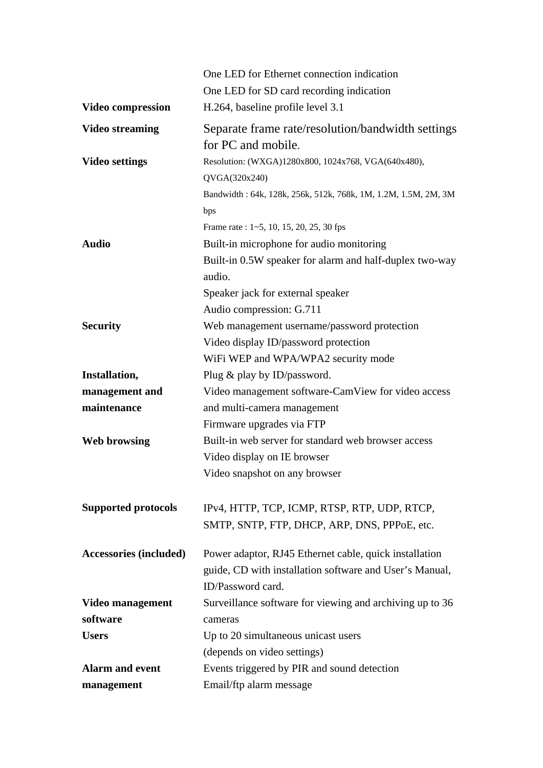| | |
|---|---|
| | One LED for Ethernet connection indication<br>One LED for SD card recording indication |
| **Video compression** | H.264, baseline profile level 3.1 |
| **Video streaming** | Separate frame rate/resolution/bandwidth settings for PC and mobile. |
| **Video settings** | Resolution: (WXGA)1280x800, 1024x768, VGA(640x480), QVGA(320x240)<br>Bandwidth : 64k, 128k, 256k, 512k, 768k, 1M, 1.2M, 1.5M, 2M, 3M bps<br>Frame rate : 1~5, 10, 15, 20, 25, 30 fps |
| **Audio** | Built-in microphone for audio monitoring<br>Built-in 0.5W speaker for alarm and half-duplex two-way audio.<br>Speaker jack for external speaker<br>Audio compression: G.711 |
| **Security** | Web management username/password protection<br>Video display ID/password protection<br>WiFi WEP and WPA/WPA2 security mode |
| **Installation, management and maintenance** | Plug & play by ID/password.<br>Video management software-CamView for video access and multi-camera management<br>Firmware upgrades via FTP |
| **Web browsing** | Built-in web server for standard web browser access<br>Video display on IE browser<br>Video snapshot on any browser |
| **Supported protocols** | IPv4, HTTP, TCP, ICMP, RTSP, RTP, UDP, RTCP, SMTP, SNTP, FTP, DHCP, ARP, DNS, PPPoE, etc. |
| **Accessories (included)** | Power adaptor, RJ45 Ethernet cable, quick installation guide, CD with installation software and User's Manual, ID/Password card. |
| **Video management software** | Surveillance software for viewing and archiving up to 36 cameras |
| **Users** | Up to 20 simultaneous unicast users<br>(depends on video settings) |
| **Alarm and event management** | Events triggered by PIR and sound detection<br>Email/ftp alarm message |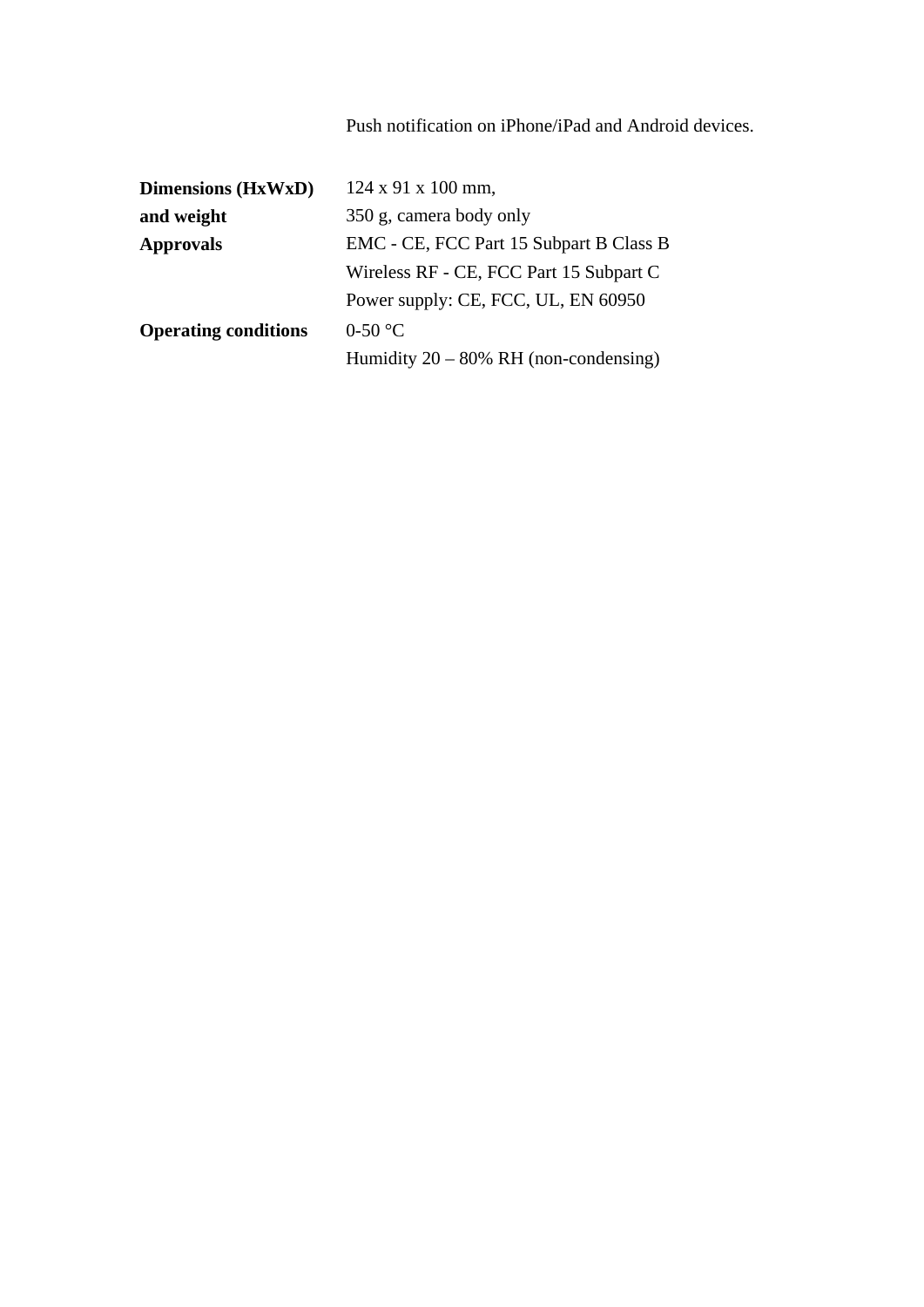| | |
|---|---|
| | Push notification on iPhone/iPad and Android devices. |
| **Dimensions (HxWxD) and weight** | 124 x 91 x 100 mm,<br>350 g, camera body only |
| **Approvals** | EMC - CE, FCC Part 15 Subpart B Class B<br>Wireless RF - CE, FCC Part 15 Subpart C<br>Power supply: CE, FCC, UL, EN 60950 |
| **Operating conditions** | 0-50 °C<br>Humidity 20 – 80% RH (non-condensing) |